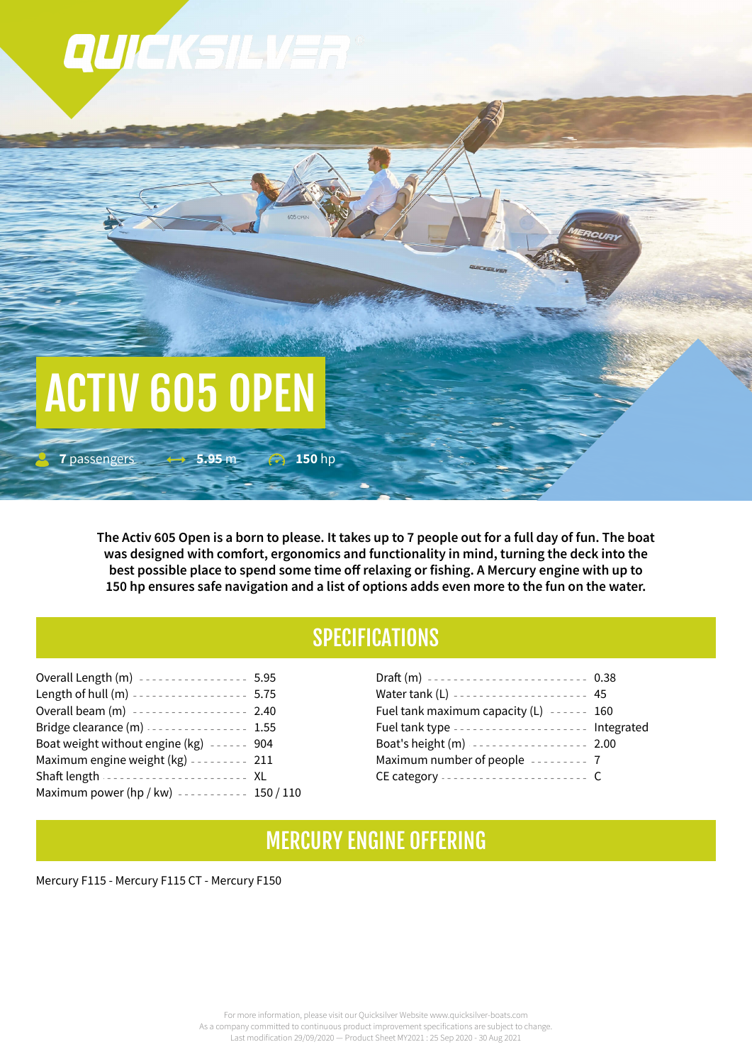# ACTIV 605 OPEN

**7** passengers **5.95** m **150** hp

**The Activ 605 Open is a born to please. It takes up to 7 people out for a full day of fun. The boat was designed with comfort, ergonomics and functionality in mind, turning the deck into the best possible place to spend some time off relaxing or fishing. A Mercury engine with up to 150 hp ensures safe navigation and a list of options adds even more to the fun on the water.**

## SPECIFICATIONS

| Specification | Value |
|---|---|
| Overall Length (m) | 5.95 |
| Length of hull (m) | 5.75 |
| Overall beam (m) | 2.40 |
| Bridge clearance (m) | 1.55 |
| Boat weight without engine (kg) | 904 |
| Maximum engine weight (kg) | 211 |
| Shaft length | XL |
| Maximum power (hp / kw) | 150 / 110 |
| Draft (m) | 0.38 |
| Water tank (L) | 45 |
| Fuel tank maximum capacity (L) | 160 |
| Fuel tank type | Integrated |
| Boat's height (m) | 2.00 |
| Maximum number of people | 7 |
| CE category | C |

## MERCURY ENGINE OFFERING

Mercury F115 - Mercury F115 CT - Mercury F150

For more information, please visit our Quicksilver Website www.quicksilver-boats.com
As a company committed to continuous product improvement specifications are subject to change.
Last modification 29/09/2020 — Product Sheet MY2021 : 25 Sep 2020 - 30 Aug 2021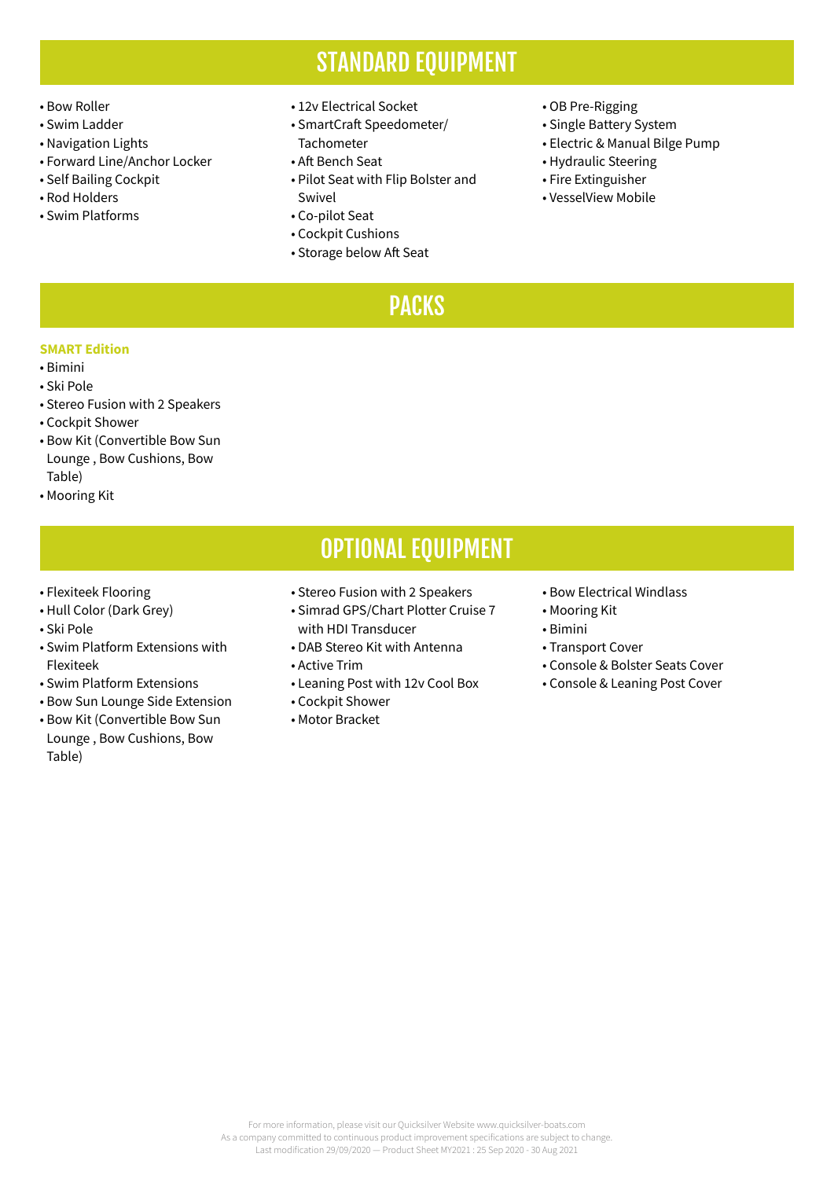# STANDARD EQUIPMENT

- Bow Roller
- Swim Ladder
- Navigation Lights
- Forward Line/Anchor Locker
- Self Bailing Cockpit
- Rod Holders
- Swim Platforms
- 12v Electrical Socket
- SmartCraft Speedometer/ Tachometer
- Aft Bench Seat
- Pilot Seat with Flip Bolster and Swivel
- Co-pilot Seat
- Cockpit Cushions
- Storage below Aft Seat
- OB Pre-Rigging
- Single Battery System
- Electric & Manual Bilge Pump
- Hydraulic Steering
- Fire Extinguisher
- VesselView Mobile

# PACKS

**SMART Edition**

- Bimini
- Ski Pole
- Stereo Fusion with 2 Speakers
- Cockpit Shower
- Bow Kit (Convertible Bow Sun Lounge , Bow Cushions, Bow Table)
- Mooring Kit

# OPTIONAL EQUIPMENT

- Flexiteek Flooring
- Hull Color (Dark Grey)
- Ski Pole
- Swim Platform Extensions with Flexiteek
- Swim Platform Extensions
- Bow Sun Lounge Side Extension
- Bow Kit (Convertible Bow Sun Lounge , Bow Cushions, Bow Table)
- Stereo Fusion with 2 Speakers
- Simrad GPS/Chart Plotter Cruise 7 with HDI Transducer
- DAB Stereo Kit with Antenna
- Active Trim
- Leaning Post with 12v Cool Box
- Cockpit Shower
- Motor Bracket
- Bow Electrical Windlass
- Mooring Kit
- Bimini
- Transport Cover
- Console & Bolster Seats Cover
- Console & Leaning Post Cover

For more information, please visit our Quicksilver Website www.quicksilver-boats.com
As a company committed to continuous product improvement specifications are subject to change.
Last modification 29/09/2020 — Product Sheet MY2021 : 25 Sep 2020 - 30 Aug 2021